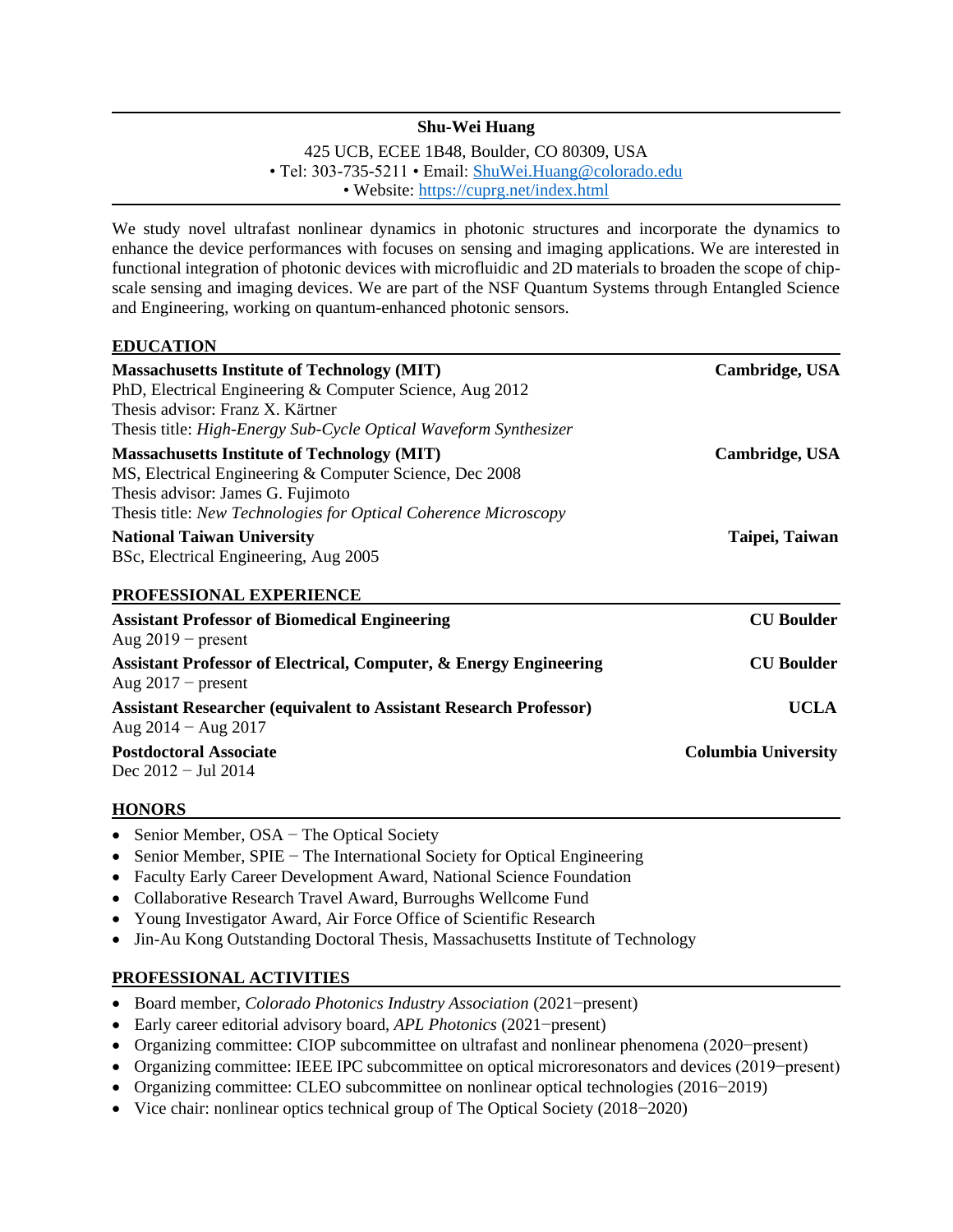# Shu-Wei Huang

425 UCB, ECEE 1B48, Boulder, CO 80309, USA
• Tel: 303-735-5211 • Email: ShuWei.Huang@colorado.edu
• Website: https://cuprg.net/index.html

We study novel ultrafast nonlinear dynamics in photonic structures and incorporate the dynamics to enhance the device performances with focuses on sensing and imaging applications. We are interested in functional integration of photonic devices with microfluidic and 2D materials to broaden the scope of chip-scale sensing and imaging devices. We are part of the NSF Quantum Systems through Entangled Science and Engineering, working on quantum-enhanced photonic sensors.

## EDUCATION

**Massachusetts Institute of Technology (MIT)** — **Cambridge, USA**
PhD, Electrical Engineering & Computer Science, Aug 2012
Thesis advisor: Franz X. Kärtner
Thesis title: *High-Energy Sub-Cycle Optical Waveform Synthesizer*

**Massachusetts Institute of Technology (MIT)** — **Cambridge, USA**
MS, Electrical Engineering & Computer Science, Dec 2008
Thesis advisor: James G. Fujimoto
Thesis title: *New Technologies for Optical Coherence Microscopy*

**National Taiwan University** — **Taipei, Taiwan**
BSc, Electrical Engineering, Aug 2005

## PROFESSIONAL EXPERIENCE

**Assistant Professor of Biomedical Engineering** — **CU Boulder**
Aug 2019 − present

**Assistant Professor of Electrical, Computer, & Energy Engineering** — **CU Boulder**
Aug 2017 − present

**Assistant Researcher (equivalent to Assistant Research Professor)** — **UCLA**
Aug 2014 − Aug 2017

**Postdoctoral Associate** — **Columbia University**
Dec 2012 − Jul 2014

## HONORS

- Senior Member, OSA − The Optical Society
- Senior Member, SPIE − The International Society for Optical Engineering
- Faculty Early Career Development Award, National Science Foundation
- Collaborative Research Travel Award, Burroughs Wellcome Fund
- Young Investigator Award, Air Force Office of Scientific Research
- Jin-Au Kong Outstanding Doctoral Thesis, Massachusetts Institute of Technology

## PROFESSIONAL ACTIVITIES

- Board member, *Colorado Photonics Industry Association* (2021−present)
- Early career editorial advisory board, *APL Photonics* (2021−present)
- Organizing committee: CIOP subcommittee on ultrafast and nonlinear phenomena (2020−present)
- Organizing committee: IEEE IPC subcommittee on optical microresonators and devices (2019−present)
- Organizing committee: CLEO subcommittee on nonlinear optical technologies (2016−2019)
- Vice chair: nonlinear optics technical group of The Optical Society (2018−2020)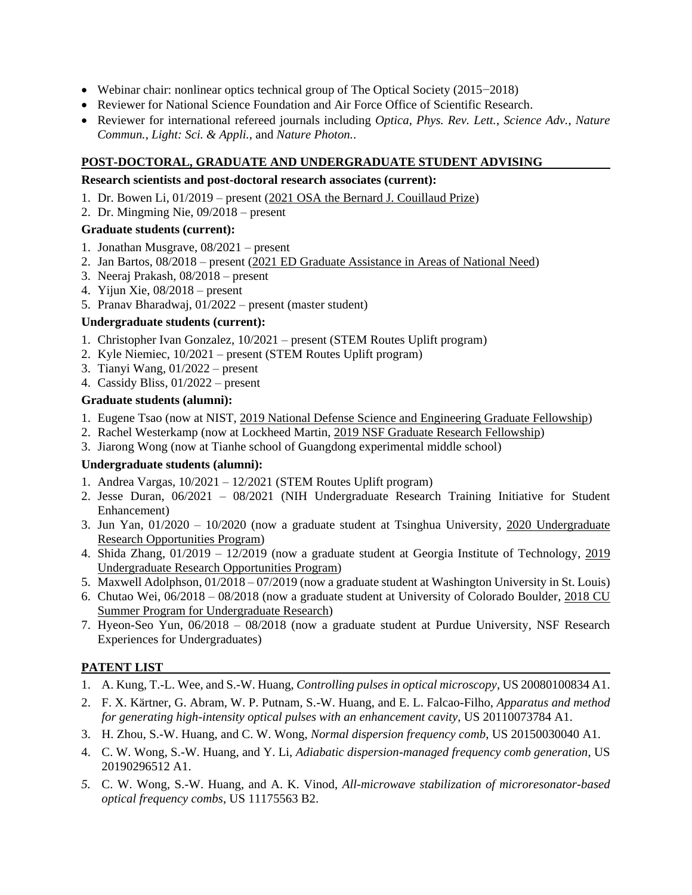- Webinar chair: nonlinear optics technical group of The Optical Society (2015−2018)
- Reviewer for National Science Foundation and Air Force Office of Scientific Research.
- Reviewer for international refereed journals including *Optica*, *Phys. Rev. Lett.*, *Science Adv.*, *Nature Commun.*, *Light: Sci. & Appli.*, and *Nature Photon.*.

## POST-DOCTORAL, GRADUATE AND UNDERGRADUATE STUDENT ADVISING

**Research scientists and post-doctoral research associates (current):**

1. Dr. Bowen Li, 01/2019 – present (2021 OSA the Bernard J. Couillaud Prize)
2. Dr. Mingming Nie, 09/2018 – present

**Graduate students (current):**

1. Jonathan Musgrave, 08/2021 – present
2. Jan Bartos, 08/2018 – present (2021 ED Graduate Assistance in Areas of National Need)
3. Neeraj Prakash, 08/2018 – present
4. Yijun Xie, 08/2018 – present
5. Pranav Bharadwaj, 01/2022 – present (master student)

**Undergraduate students (current):**

1. Christopher Ivan Gonzalez, 10/2021 – present (STEM Routes Uplift program)
2. Kyle Niemiec, 10/2021 – present (STEM Routes Uplift program)
3. Tianyi Wang, 01/2022 – present
4. Cassidy Bliss, 01/2022 – present

**Graduate students (alumni):**

1. Eugene Tsao (now at NIST, 2019 National Defense Science and Engineering Graduate Fellowship)
2. Rachel Westerkamp (now at Lockheed Martin, 2019 NSF Graduate Research Fellowship)
3. Jiarong Wong (now at Tianhe school of Guangdong experimental middle school)

**Undergraduate students (alumni):**

1. Andrea Vargas, 10/2021 – 12/2021 (STEM Routes Uplift program)
2. Jesse Duran, 06/2021 – 08/2021 (NIH Undergraduate Research Training Initiative for Student Enhancement)
3. Jun Yan, 01/2020 – 10/2020 (now a graduate student at Tsinghua University, 2020 Undergraduate Research Opportunities Program)
4. Shida Zhang, 01/2019 – 12/2019 (now a graduate student at Georgia Institute of Technology, 2019 Undergraduate Research Opportunities Program)
5. Maxwell Adolphson, 01/2018 – 07/2019 (now a graduate student at Washington University in St. Louis)
6. Chutao Wei, 06/2018 – 08/2018 (now a graduate student at University of Colorado Boulder, 2018 CU Summer Program for Undergraduate Research)
7. Hyeon-Seo Yun, 06/2018 – 08/2018 (now a graduate student at Purdue University, NSF Research Experiences for Undergraduates)

## PATENT LIST

1. A. Kung, T.-L. Wee, and S.-W. Huang, *Controlling pulses in optical microscopy*, US 20080100834 A1.
2. F. X. Kärtner, G. Abram, W. P. Putnam, S.-W. Huang, and E. L. Falcao-Filho, *Apparatus and method for generating high-intensity optical pulses with an enhancement cavity*, US 20110073784 A1.
3. H. Zhou, S.-W. Huang, and C. W. Wong, *Normal dispersion frequency comb*, US 20150030040 A1.
4. C. W. Wong, S.-W. Huang, and Y. Li, *Adiabatic dispersion-managed frequency comb generation*, US 20190296512 A1.
5. C. W. Wong, S.-W. Huang, and A. K. Vinod, *All-microwave stabilization of microresonator-based optical frequency combs*, US 11175563 B2.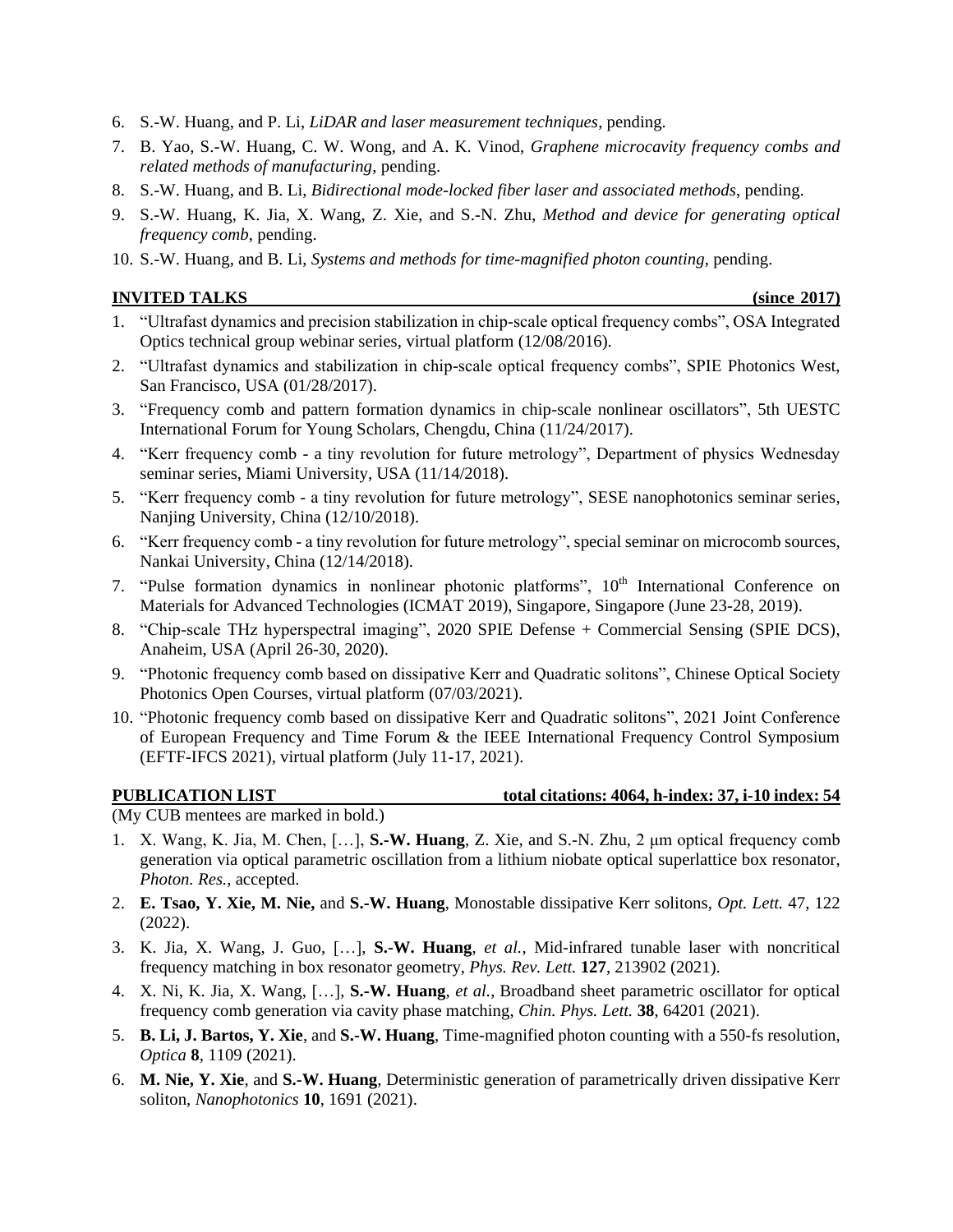6. S.-W. Huang, and P. Li, *LiDAR and laser measurement techniques*, pending.
7. B. Yao, S.-W. Huang, C. W. Wong, and A. K. Vinod, *Graphene microcavity frequency combs and related methods of manufacturing*, pending.
8. S.-W. Huang, and B. Li, *Bidirectional mode-locked fiber laser and associated methods*, pending.
9. S.-W. Huang, K. Jia, X. Wang, Z. Xie, and S.-N. Zhu, *Method and device for generating optical frequency comb*, pending.
10. S.-W. Huang, and B. Li, *Systems and methods for time-magnified photon counting*, pending.

## INVITED TALKS (since 2017)

1. "Ultrafast dynamics and precision stabilization in chip-scale optical frequency combs", OSA Integrated Optics technical group webinar series, virtual platform (12/08/2016).
2. "Ultrafast dynamics and stabilization in chip-scale optical frequency combs", SPIE Photonics West, San Francisco, USA (01/28/2017).
3. "Frequency comb and pattern formation dynamics in chip-scale nonlinear oscillators", 5th UESTC International Forum for Young Scholars, Chengdu, China (11/24/2017).
4. "Kerr frequency comb - a tiny revolution for future metrology", Department of physics Wednesday seminar series, Miami University, USA (11/14/2018).
5. "Kerr frequency comb - a tiny revolution for future metrology", SESE nanophotonics seminar series, Nanjing University, China (12/10/2018).
6. "Kerr frequency comb - a tiny revolution for future metrology", special seminar on microcomb sources, Nankai University, China (12/14/2018).
7. "Pulse formation dynamics in nonlinear photonic platforms", 10th International Conference on Materials for Advanced Technologies (ICMAT 2019), Singapore, Singapore (June 23-28, 2019).
8. "Chip-scale THz hyperspectral imaging", 2020 SPIE Defense + Commercial Sensing (SPIE DCS), Anaheim, USA (April 26-30, 2020).
9. "Photonic frequency comb based on dissipative Kerr and Quadratic solitons", Chinese Optical Society Photonics Open Courses, virtual platform (07/03/2021).
10. "Photonic frequency comb based on dissipative Kerr and Quadratic solitons", 2021 Joint Conference of European Frequency and Time Forum & the IEEE International Frequency Control Symposium (EFTF-IFCS 2021), virtual platform (July 11-17, 2021).

## PUBLICATION LIST total citations: 4064, h-index: 37, i-10 index: 54

(My CUB mentees are marked in bold.)

1. X. Wang, K. Jia, M. Chen, […], **S.-W. Huang**, Z. Xie, and S.-N. Zhu, 2 μm optical frequency comb generation via optical parametric oscillation from a lithium niobate optical superlattice box resonator, *Photon. Res.*, accepted.
2. **E. Tsao, Y. Xie, M. Nie,** and **S.-W. Huang**, Monostable dissipative Kerr solitons, *Opt. Lett.* 47, 122 (2022).
3. K. Jia, X. Wang, J. Guo, […], **S.-W. Huang**, *et al.*, Mid-infrared tunable laser with noncritical frequency matching in box resonator geometry, *Phys. Rev. Lett.* **127**, 213902 (2021).
4. X. Ni, K. Jia, X. Wang, […], **S.-W. Huang**, *et al.*, Broadband sheet parametric oscillator for optical frequency comb generation via cavity phase matching, *Chin. Phys. Lett.* **38**, 64201 (2021).
5. **B. Li, J. Bartos, Y. Xie**, and **S.-W. Huang**, Time-magnified photon counting with a 550-fs resolution, *Optica* **8**, 1109 (2021).
6. **M. Nie, Y. Xie**, and **S.-W. Huang**, Deterministic generation of parametrically driven dissipative Kerr soliton, *Nanophotonics* **10**, 1691 (2021).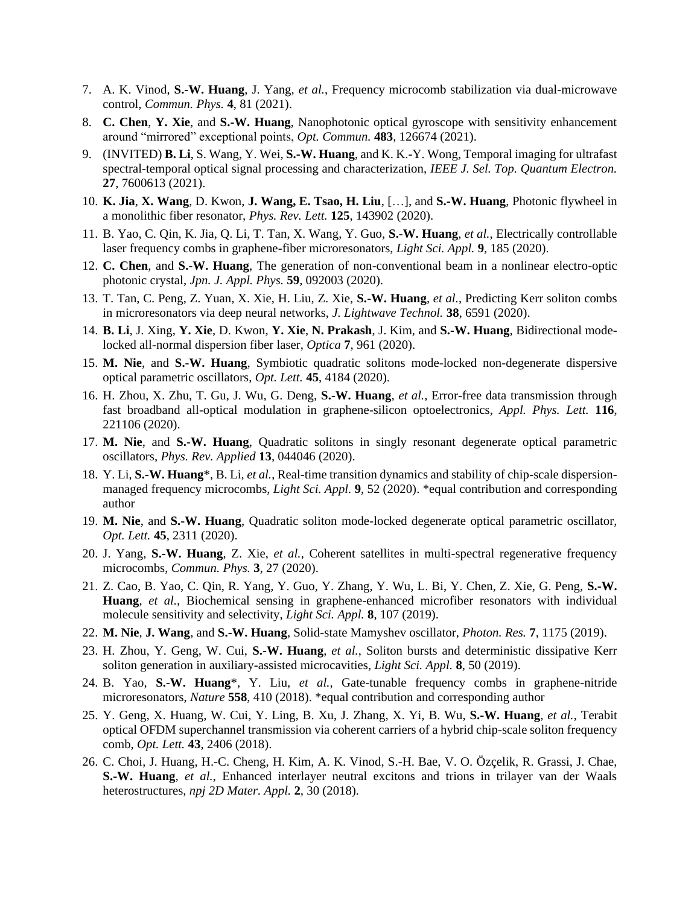7. A. K. Vinod, **S.-W. Huang**, J. Yang, *et al.*, Frequency microcomb stabilization via dual-microwave control, *Commun. Phys.* **4**, 81 (2021).
8. **C. Chen**, **Y. Xie**, and **S.-W. Huang**, Nanophotonic optical gyroscope with sensitivity enhancement around "mirrored" exceptional points, *Opt. Commun.* **483**, 126674 (2021).
9. (INVITED) **B. Li**, S. Wang, Y. Wei, **S.-W. Huang**, and K. K.-Y. Wong, Temporal imaging for ultrafast spectral-temporal optical signal processing and characterization, *IEEE J. Sel. Top. Quantum Electron.* **27**, 7600613 (2021).
10. **K. Jia**, **X. Wang**, D. Kwon, **J. Wang, E. Tsao, H. Liu**, […], and **S.-W. Huang**, Photonic flywheel in a monolithic fiber resonator, *Phys. Rev. Lett.* **125**, 143902 (2020).
11. B. Yao, C. Qin, K. Jia, Q. Li, T. Tan, X. Wang, Y. Guo, **S.-W. Huang**, *et al.*, Electrically controllable laser frequency combs in graphene-fiber microresonators, *Light Sci. Appl.* **9**, 185 (2020).
12. **C. Chen**, and **S.-W. Huang**, The generation of non-conventional beam in a nonlinear electro-optic photonic crystal, *Jpn. J. Appl. Phys.* **59**, 092003 (2020).
13. T. Tan, C. Peng, Z. Yuan, X. Xie, H. Liu, Z. Xie, **S.-W. Huang**, *et al.*, Predicting Kerr soliton combs in microresonators via deep neural networks, *J. Lightwave Technol.* **38**, 6591 (2020).
14. **B. Li**, J. Xing, **Y. Xie**, D. Kwon, **Y. Xie**, **N. Prakash**, J. Kim, and **S.-W. Huang**, Bidirectional mode-locked all-normal dispersion fiber laser, *Optica* **7**, 961 (2020).
15. **M. Nie**, and **S.-W. Huang**, Symbiotic quadratic solitons mode-locked non-degenerate dispersive optical parametric oscillators, *Opt. Lett.* **45**, 4184 (2020).
16. H. Zhou, X. Zhu, T. Gu, J. Wu, G. Deng, **S.-W. Huang**, *et al.*, Error-free data transmission through fast broadband all-optical modulation in graphene-silicon optoelectronics, *Appl. Phys. Lett.* **116**, 221106 (2020).
17. **M. Nie**, and **S.-W. Huang**, Quadratic solitons in singly resonant degenerate optical parametric oscillators, *Phys. Rev. Applied* **13**, 044046 (2020).
18. Y. Li, **S.-W. Huang***, B. Li, *et al.*, Real-time transition dynamics and stability of chip-scale dispersion-managed frequency microcombs, *Light Sci. Appl.* **9**, 52 (2020). *equal contribution and corresponding author
19. **M. Nie**, and **S.-W. Huang**, Quadratic soliton mode-locked degenerate optical parametric oscillator, *Opt. Lett.* **45**, 2311 (2020).
20. J. Yang, **S.-W. Huang**, Z. Xie, *et al.*, Coherent satellites in multi-spectral regenerative frequency microcombs, *Commun. Phys.* **3**, 27 (2020).
21. Z. Cao, B. Yao, C. Qin, R. Yang, Y. Guo, Y. Zhang, Y. Wu, L. Bi, Y. Chen, Z. Xie, G. Peng, **S.-W. Huang**, *et al.*, Biochemical sensing in graphene-enhanced microfiber resonators with individual molecule sensitivity and selectivity, *Light Sci. Appl.* **8**, 107 (2019).
22. **M. Nie**, **J. Wang**, and **S.-W. Huang**, Solid-state Mamyshev oscillator, *Photon. Res.* **7**, 1175 (2019).
23. H. Zhou, Y. Geng, W. Cui, **S.-W. Huang**, *et al.*, Soliton bursts and deterministic dissipative Kerr soliton generation in auxiliary-assisted microcavities, *Light Sci. Appl.* **8**, 50 (2019).
24. B. Yao, **S.-W. Huang***, Y. Liu, *et al.*, Gate-tunable frequency combs in graphene-nitride microresonators, *Nature* **558**, 410 (2018). *equal contribution and corresponding author
25. Y. Geng, X. Huang, W. Cui, Y. Ling, B. Xu, J. Zhang, X. Yi, B. Wu, **S.-W. Huang**, *et al.*, Terabit optical OFDM superchannel transmission via coherent carriers of a hybrid chip-scale soliton frequency comb, *Opt. Lett.* **43**, 2406 (2018).
26. C. Choi, J. Huang, H.-C. Cheng, H. Kim, A. K. Vinod, S.-H. Bae, V. O. Özçelik, R. Grassi, J. Chae, **S.-W. Huang**, *et al.*, Enhanced interlayer neutral excitons and trions in trilayer van der Waals heterostructures, *npj 2D Mater. Appl.* **2**, 30 (2018).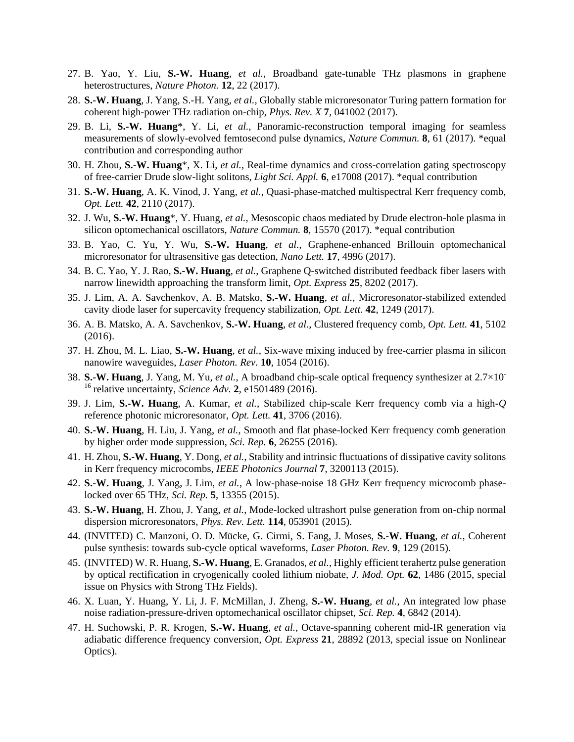27. B. Yao, Y. Liu, **S.-W. Huang**, *et al.*, Broadband gate-tunable THz plasmons in graphene heterostructures, *Nature Photon.* **12**, 22 (2017).
28. **S.-W. Huang**, J. Yang, S.-H. Yang, *et al.*, Globally stable microresonator Turing pattern formation for coherent high-power THz radiation on-chip, *Phys. Rev. X* **7**, 041002 (2017).
29. B. Li, **S.-W. Huang***, Y. Li, *et al.*, Panoramic-reconstruction temporal imaging for seamless measurements of slowly-evolved femtosecond pulse dynamics, *Nature Commun.* **8**, 61 (2017). *equal contribution and corresponding author
30. H. Zhou, **S.-W. Huang***, X. Li, *et al.*, Real-time dynamics and cross-correlation gating spectroscopy of free-carrier Drude slow-light solitons, *Light Sci. Appl.* **6**, e17008 (2017). *equal contribution
31. **S.-W. Huang**, A. K. Vinod, J. Yang, *et al.*, Quasi-phase-matched multispectral Kerr frequency comb, *Opt. Lett.* **42**, 2110 (2017).
32. J. Wu, **S.-W. Huang***, Y. Huang, *et al.*, Mesoscopic chaos mediated by Drude electron-hole plasma in silicon optomechanical oscillators, *Nature Commun.* **8**, 15570 (2017). *equal contribution
33. B. Yao, C. Yu, Y. Wu, **S.-W. Huang**, *et al.*, Graphene-enhanced Brillouin optomechanical microresonator for ultrasensitive gas detection, *Nano Lett.* **17**, 4996 (2017).
34. B. C. Yao, Y. J. Rao, **S.-W. Huang**, *et al.*, Graphene Q-switched distributed feedback fiber lasers with narrow linewidth approaching the transform limit, *Opt. Express* **25**, 8202 (2017).
35. J. Lim, A. A. Savchenkov, A. B. Matsko, **S.-W. Huang**, *et al.*, Microresonator-stabilized extended cavity diode laser for supercavity frequency stabilization, *Opt. Lett.* **42**, 1249 (2017).
36. A. B. Matsko, A. A. Savchenkov, **S.-W. Huang**, *et al.*, Clustered frequency comb, *Opt. Lett.* **41**, 5102 (2016).
37. H. Zhou, M. L. Liao, **S.-W. Huang**, *et al.*, Six-wave mixing induced by free-carrier plasma in silicon nanowire waveguides, *Laser Photon. Rev.* **10**, 1054 (2016).
38. **S.-W. Huang**, J. Yang, M. Yu, *et al.*, A broadband chip-scale optical frequency synthesizer at $2.7\times10^{-16}$ relative uncertainty, *Science Adv.* **2**, e1501489 (2016).
39. J. Lim, **S.-W. Huang**, A. Kumar, *et al.*, Stabilized chip-scale Kerr frequency comb via a high-*Q* reference photonic microresonator, *Opt. Lett.* **41**, 3706 (2016).
40. **S.-W. Huang**, H. Liu, J. Yang, *et al.*, Smooth and flat phase-locked Kerr frequency comb generation by higher order mode suppression, *Sci. Rep.* **6**, 26255 (2016).
41. H. Zhou, **S.-W. Huang**, Y. Dong, *et al.*, Stability and intrinsic fluctuations of dissipative cavity solitons in Kerr frequency microcombs, *IEEE Photonics Journal* **7**, 3200113 (2015).
42. **S.-W. Huang**, J. Yang, J. Lim, *et al.*, A low-phase-noise 18 GHz Kerr frequency microcomb phase-locked over 65 THz, *Sci. Rep.* **5**, 13355 (2015).
43. **S.-W. Huang**, H. Zhou, J. Yang, *et al.*, Mode-locked ultrashort pulse generation from on-chip normal dispersion microresonators, *Phys. Rev. Lett.* **114**, 053901 (2015).
44. (INVITED) C. Manzoni, O. D. Mücke, G. Cirmi, S. Fang, J. Moses, **S.-W. Huang**, *et al.*, Coherent pulse synthesis: towards sub-cycle optical waveforms, *Laser Photon. Rev.* **9**, 129 (2015).
45. (INVITED) W. R. Huang, **S.-W. Huang**, E. Granados, *et al.*, Highly efficient terahertz pulse generation by optical rectification in cryogenically cooled lithium niobate, *J. Mod. Opt.* **62**, 1486 (2015, special issue on Physics with Strong THz Fields).
46. X. Luan, Y. Huang, Y. Li, J. F. McMillan, J. Zheng, **S.-W. Huang**, *et al.*, An integrated low phase noise radiation-pressure-driven optomechanical oscillator chipset, *Sci. Rep.* **4**, 6842 (2014).
47. H. Suchowski, P. R. Krogen, **S.-W. Huang**, *et al.*, Octave-spanning coherent mid-IR generation via adiabatic difference frequency conversion, *Opt. Express* **21**, 28892 (2013, special issue on Nonlinear Optics).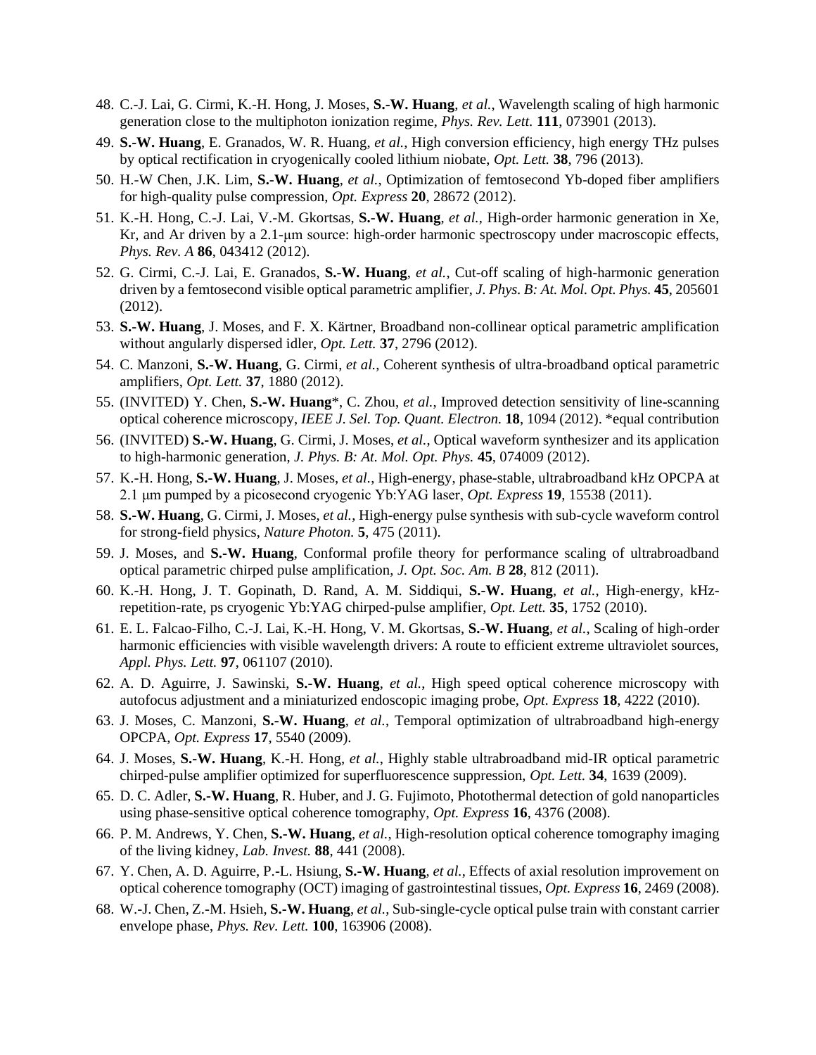48. C.-J. Lai, G. Cirmi, K.-H. Hong, J. Moses, **S.-W. Huang**, *et al.*, Wavelength scaling of high harmonic generation close to the multiphoton ionization regime, *Phys. Rev. Lett.* **111**, 073901 (2013).
49. **S.-W. Huang**, E. Granados, W. R. Huang, *et al.*, High conversion efficiency, high energy THz pulses by optical rectification in cryogenically cooled lithium niobate, *Opt. Lett.* **38**, 796 (2013).
50. H.-W Chen, J.K. Lim, **S.-W. Huang**, *et al.*, Optimization of femtosecond Yb-doped fiber amplifiers for high-quality pulse compression, *Opt. Express* **20**, 28672 (2012).
51. K.-H. Hong, C.-J. Lai, V.-M. Gkortsas, **S.-W. Huang**, *et al.*, High-order harmonic generation in Xe, Kr, and Ar driven by a 2.1-μm source: high-order harmonic spectroscopy under macroscopic effects, *Phys. Rev. A* **86**, 043412 (2012).
52. G. Cirmi, C.-J. Lai, E. Granados, **S.-W. Huang**, *et al.*, Cut-off scaling of high-harmonic generation driven by a femtosecond visible optical parametric amplifier, *J. Phys. B: At. Mol. Opt. Phys.* **45**, 205601 (2012).
53. **S.-W. Huang**, J. Moses, and F. X. Kärtner, Broadband non-collinear optical parametric amplification without angularly dispersed idler, *Opt. Lett.* **37**, 2796 (2012).
54. C. Manzoni, **S.-W. Huang**, G. Cirmi, *et al.*, Coherent synthesis of ultra-broadband optical parametric amplifiers, *Opt. Lett.* **37**, 1880 (2012).
55. (INVITED) Y. Chen, **S.-W. Huang***, C. Zhou, *et al.*, Improved detection sensitivity of line-scanning optical coherence microscopy, *IEEE J. Sel. Top. Quant. Electron.* **18**, 1094 (2012). *equal contribution
56. (INVITED) **S.-W. Huang**, G. Cirmi, J. Moses, *et al.*, Optical waveform synthesizer and its application to high-harmonic generation, *J. Phys. B: At. Mol. Opt. Phys.* **45**, 074009 (2012).
57. K.-H. Hong, **S.-W. Huang**, J. Moses, *et al.*, High-energy, phase-stable, ultrabroadband kHz OPCPA at 2.1 μm pumped by a picosecond cryogenic Yb:YAG laser, *Opt. Express* **19**, 15538 (2011).
58. **S.-W. Huang**, G. Cirmi, J. Moses, *et al.*, High-energy pulse synthesis with sub-cycle waveform control for strong-field physics, *Nature Photon.* **5**, 475 (2011).
59. J. Moses, and **S.-W. Huang**, Conformal profile theory for performance scaling of ultrabroadband optical parametric chirped pulse amplification, *J. Opt. Soc. Am. B* **28**, 812 (2011).
60. K.-H. Hong, J. T. Gopinath, D. Rand, A. M. Siddiqui, **S.-W. Huang**, *et al.*, High-energy, kHz-repetition-rate, ps cryogenic Yb:YAG chirped-pulse amplifier, *Opt. Lett.* **35**, 1752 (2010).
61. E. L. Falcao-Filho, C.-J. Lai, K.-H. Hong, V. M. Gkortsas, **S.-W. Huang**, *et al.*, Scaling of high-order harmonic efficiencies with visible wavelength drivers: A route to efficient extreme ultraviolet sources, *Appl. Phys. Lett.* **97**, 061107 (2010).
62. A. D. Aguirre, J. Sawinski, **S.-W. Huang**, *et al.*, High speed optical coherence microscopy with autofocus adjustment and a miniaturized endoscopic imaging probe, *Opt. Express* **18**, 4222 (2010).
63. J. Moses, C. Manzoni, **S.-W. Huang**, *et al.*, Temporal optimization of ultrabroadband high-energy OPCPA, *Opt. Express* **17**, 5540 (2009).
64. J. Moses, **S.-W. Huang**, K.-H. Hong, *et al.*, Highly stable ultrabroadband mid-IR optical parametric chirped-pulse amplifier optimized for superfluorescence suppression, *Opt. Lett.* **34**, 1639 (2009).
65. D. C. Adler, **S.-W. Huang**, R. Huber, and J. G. Fujimoto, Photothermal detection of gold nanoparticles using phase-sensitive optical coherence tomography, *Opt. Express* **16**, 4376 (2008).
66. P. M. Andrews, Y. Chen, **S.-W. Huang**, *et al.*, High-resolution optical coherence tomography imaging of the living kidney, *Lab. Invest.* **88**, 441 (2008).
67. Y. Chen, A. D. Aguirre, P.-L. Hsiung, **S.-W. Huang**, *et al.*, Effects of axial resolution improvement on optical coherence tomography (OCT) imaging of gastrointestinal tissues, *Opt. Express* **16**, 2469 (2008).
68. W.-J. Chen, Z.-M. Hsieh, **S.-W. Huang**, *et al.*, Sub-single-cycle optical pulse train with constant carrier envelope phase, *Phys. Rev. Lett.* **100**, 163906 (2008).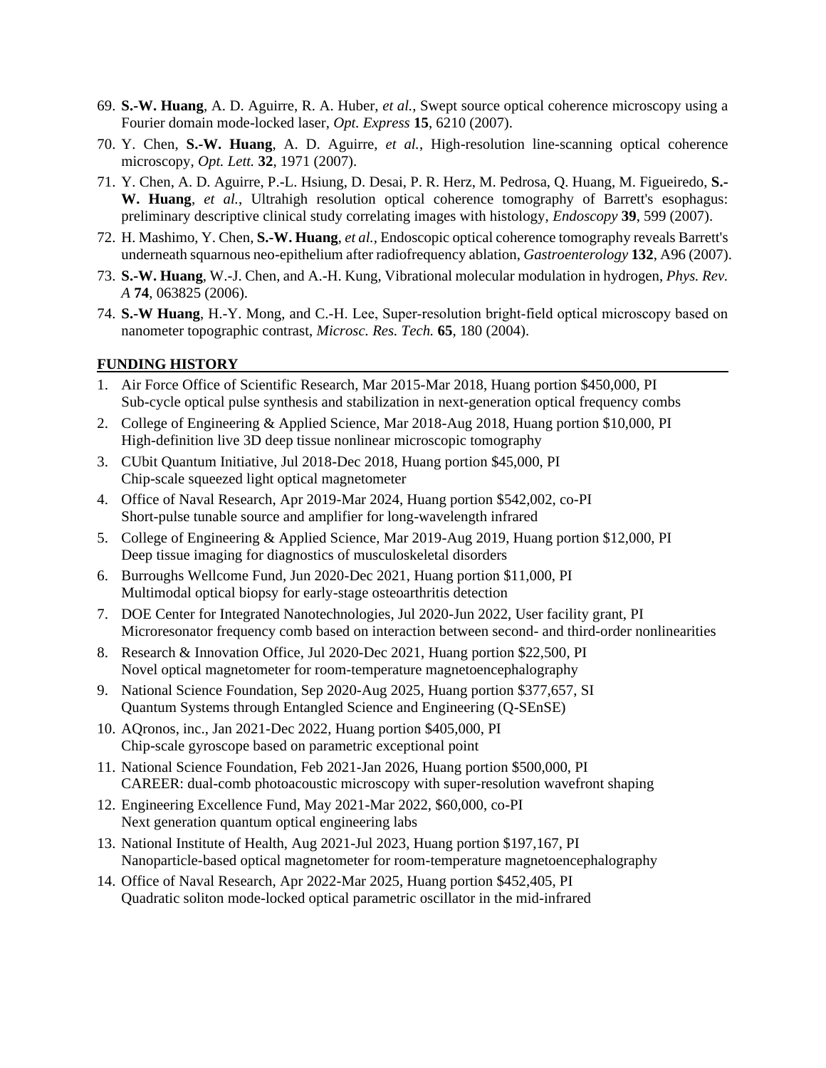69. **S.-W. Huang**, A. D. Aguirre, R. A. Huber, *et al.*, Swept source optical coherence microscopy using a Fourier domain mode-locked laser, *Opt. Express* **15**, 6210 (2007).
70. Y. Chen, **S.-W. Huang**, A. D. Aguirre, *et al.*, High-resolution line-scanning optical coherence microscopy, *Opt. Lett.* **32**, 1971 (2007).
71. Y. Chen, A. D. Aguirre, P.-L. Hsiung, D. Desai, P. R. Herz, M. Pedrosa, Q. Huang, M. Figueiredo, **S.-W. Huang**, *et al.*, Ultrahigh resolution optical coherence tomography of Barrett's esophagus: preliminary descriptive clinical study correlating images with histology, *Endoscopy* **39**, 599 (2007).
72. H. Mashimo, Y. Chen, **S.-W. Huang**, *et al.*, Endoscopic optical coherence tomography reveals Barrett's underneath squarnous neo-epithelium after radiofrequency ablation, *Gastroenterology* **132**, A96 (2007).
73. **S.-W. Huang**, W.-J. Chen, and A.-H. Kung, Vibrational molecular modulation in hydrogen, *Phys. Rev. A* **74**, 063825 (2006).
74. **S.-W Huang**, H.-Y. Mong, and C.-H. Lee, Super-resolution bright-field optical microscopy based on nanometer topographic contrast, *Microsc. Res. Tech.* **65**, 180 (2004).

## FUNDING HISTORY

1. Air Force Office of Scientific Research, Mar 2015-Mar 2018, Huang portion $450,000, PI
   Sub-cycle optical pulse synthesis and stabilization in next-generation optical frequency combs
2. College of Engineering & Applied Science, Mar 2018-Aug 2018, Huang portion $10,000, PI
   High-definition live 3D deep tissue nonlinear microscopic tomography
3. CUbit Quantum Initiative, Jul 2018-Dec 2018, Huang portion $45,000, PI
   Chip-scale squeezed light optical magnetometer
4. Office of Naval Research, Apr 2019-Mar 2024, Huang portion $542,002, co-PI
   Short-pulse tunable source and amplifier for long-wavelength infrared
5. College of Engineering & Applied Science, Mar 2019-Aug 2019, Huang portion $12,000, PI
   Deep tissue imaging for diagnostics of musculoskeletal disorders
6. Burroughs Wellcome Fund, Jun 2020-Dec 2021, Huang portion $11,000, PI
   Multimodal optical biopsy for early-stage osteoarthritis detection
7. DOE Center for Integrated Nanotechnologies, Jul 2020-Jun 2022, User facility grant, PI
   Microresonator frequency comb based on interaction between second- and third-order nonlinearities
8. Research & Innovation Office, Jul 2020-Dec 2021, Huang portion $22,500, PI
   Novel optical magnetometer for room-temperature magnetoencephalography
9. National Science Foundation, Sep 2020-Aug 2025, Huang portion $377,657, SI
   Quantum Systems through Entangled Science and Engineering (Q-SEnSE)
10. AQronos, inc., Jan 2021-Dec 2022, Huang portion $405,000, PI
    Chip-scale gyroscope based on parametric exceptional point
11. National Science Foundation, Feb 2021-Jan 2026, Huang portion $500,000, PI
    CAREER: dual-comb photoacoustic microscopy with super-resolution wavefront shaping
12. Engineering Excellence Fund, May 2021-Mar 2022, $60,000, co-PI
    Next generation quantum optical engineering labs
13. National Institute of Health, Aug 2021-Jul 2023, Huang portion $197,167, PI
    Nanoparticle-based optical magnetometer for room-temperature magnetoencephalography
14. Office of Naval Research, Apr 2022-Mar 2025, Huang portion $452,405, PI
    Quadratic soliton mode-locked optical parametric oscillator in the mid-infrared